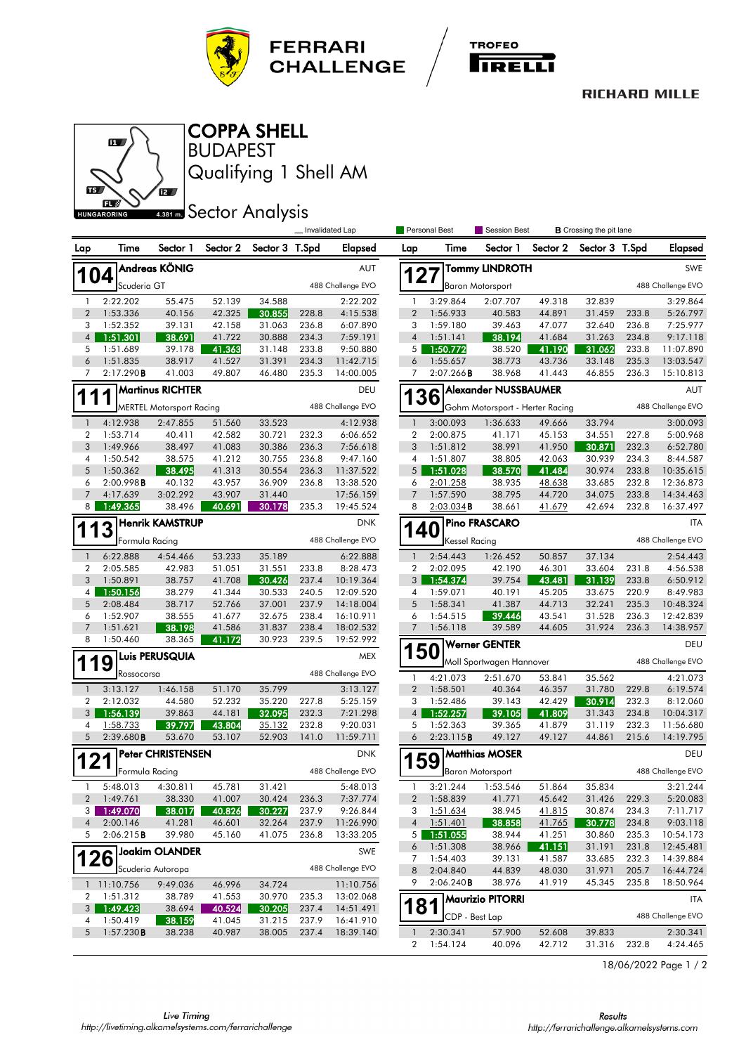# COPPA SHELL
## BUDAPEST
## Qualifying 1 Shell AM
## Sector Analysis

HUNGARORING 4.381 m.

_ Invalidated Lap | Personal Best | Session Best | **B** Crossing the pit lane

### 104 Andreas KÖNIG — AUT
Scuderia GT — 488 Challenge EVO

| Lap | Time | Sector 1 | Sector 2 | Sector 3 | T.Spd | Elapsed |
|---|---|---|---|---|---|---|
| 1 | 2:22.202 | 55.475 | 52.139 | 34.588 | | 2:22.202 |
| 2 | 1:53.336 | 40.156 | 42.325 | 30.855 | 228.8 | 4:15.538 |
| 3 | 1:52.352 | 39.131 | 42.158 | 31.063 | 236.8 | 6:07.890 |
| 4 | 1:51.301 | 38.691 | 41.722 | 30.888 | 234.3 | 7:59.191 |
| 5 | 1:51.689 | 39.178 | 41.363 | 31.148 | 233.8 | 9:50.880 |
| 6 | 1:51.835 | 38.917 | 41.527 | 31.391 | 234.3 | 11:42.715 |
| 7 | 2:17.290B | 41.003 | 49.807 | 46.480 | 235.3 | 14:00.005 |

### 111 Martinus RICHTER — DEU
MERTEL Motorsport Racing — 488 Challenge EVO

| Lap | Time | Sector 1 | Sector 2 | Sector 3 | T.Spd | Elapsed |
|---|---|---|---|---|---|---|
| 1 | 4:12.938 | 2:47.855 | 51.560 | 33.523 | | 4:12.938 |
| 2 | 1:53.714 | 40.411 | 42.582 | 30.721 | 232.3 | 6:06.652 |
| 3 | 1:49.966 | 38.497 | 41.083 | 30.386 | 236.3 | 7:56.618 |
| 4 | 1:50.542 | 38.575 | 41.212 | 30.755 | 236.8 | 9:47.160 |
| 5 | 1:50.362 | 38.495 | 41.313 | 30.554 | 236.3 | 11:37.522 |
| 6 | 2:00.998B | 40.132 | 43.957 | 36.909 | 236.8 | 13:38.520 |
| 7 | 4:17.639 | 3:02.292 | 43.907 | 31.440 | | 17:56.159 |
| 8 | 1:49.365 | 38.496 | 40.691 | 30.178 | 235.3 | 19:45.524 |

### 113 Henrik KAMSTRUP — DNK
Formula Racing — 488 Challenge EVO

| Lap | Time | Sector 1 | Sector 2 | Sector 3 | T.Spd | Elapsed |
|---|---|---|---|---|---|---|
| 1 | 6:22.888 | 4:54.466 | 53.233 | 35.189 | | 6:22.888 |
| 2 | 2:05.585 | 42.983 | 51.051 | 31.551 | 233.8 | 8:28.473 |
| 3 | 1:50.891 | 38.757 | 41.708 | 30.426 | 237.4 | 10:19.364 |
| 4 | 1:50.156 | 38.279 | 41.344 | 30.533 | 240.5 | 12:09.520 |
| 5 | 2:08.484 | 38.717 | 52.766 | 37.001 | 237.9 | 14:18.004 |
| 6 | 1:52.907 | 38.555 | 41.677 | 32.675 | 238.4 | 16:10.911 |
| 7 | 1:51.621 | 38.198 | 41.586 | 31.837 | 238.4 | 18:02.532 |
| 8 | 1:50.460 | 38.365 | 41.172 | 30.923 | 239.5 | 19:52.992 |

### 119 Luis PERUSQUIA — MEX
Rossocorsa — 488 Challenge EVO

| Lap | Time | Sector 1 | Sector 2 | Sector 3 | T.Spd | Elapsed |
|---|---|---|---|---|---|---|
| 1 | 3:13.127 | 1:46.158 | 51.170 | 35.799 | | 3:13.127 |
| 2 | 2:12.032 | 44.580 | 52.232 | 35.220 | 227.8 | 5:25.159 |
| 3 | 1:56.139 | 39.863 | 44.181 | 32.095 | 232.3 | 7:21.298 |
| 4 | 1:58.733 | 39.797 | 43.804 | 35.132 | 232.8 | 9:20.031 |
| 5 | 2:39.680B | 53.670 | 53.107 | 52.903 | 141.0 | 11:59.711 |

### 121 Peter CHRISTENSEN — DNK
Formula Racing — 488 Challenge EVO

| Lap | Time | Sector 1 | Sector 2 | Sector 3 | T.Spd | Elapsed |
|---|---|---|---|---|---|---|
| 1 | 5:48.013 | 4:30.811 | 45.781 | 31.421 | | 5:48.013 |
| 2 | 1:49.761 | 38.330 | 41.007 | 30.424 | 236.3 | 7:37.774 |
| 3 | 1:49.070 | 38.017 | 40.826 | 30.227 | 237.9 | 9:26.844 |
| 4 | 2:00.146 | 41.281 | 46.601 | 32.264 | 237.9 | 11:26.990 |
| 5 | 2:06.215B | 39.980 | 45.160 | 41.075 | 236.8 | 13:33.205 |

### 126 Joakim OLANDER — SWE
Scuderia Autoropa — 488 Challenge EVO

| Lap | Time | Sector 1 | Sector 2 | Sector 3 | T.Spd | Elapsed |
|---|---|---|---|---|---|---|
| 1 | 11:10.756 | 9:49.036 | 46.996 | 34.724 | | 11:10.756 |
| 2 | 1:51.312 | 38.789 | 41.553 | 30.970 | 235.3 | 13:02.068 |
| 3 | 1:49.423 | 38.694 | 40.524 | 30.205 | 237.4 | 14:51.491 |
| 4 | 1:50.419 | 38.159 | 41.045 | 31.215 | 237.9 | 16:41.910 |
| 5 | 1:57.230B | 38.238 | 40.987 | 38.005 | 237.4 | 18:39.140 |

### 127 Tommy LINDROTH — SWE
Baron Motorsport — 488 Challenge EVO

| Lap | Time | Sector 1 | Sector 2 | Sector 3 | T.Spd | Elapsed |
|---|---|---|---|---|---|---|
| 1 | 3:29.864 | 2:07.707 | 49.318 | 32.839 | | 3:29.864 |
| 2 | 1:56.933 | 40.583 | 44.891 | 31.459 | 233.8 | 5:26.797 |
| 3 | 1:59.180 | 39.463 | 47.077 | 32.640 | 236.8 | 7:25.977 |
| 4 | 1:51.141 | 38.194 | 41.684 | 31.263 | 234.8 | 9:17.118 |
| 5 | 1:50.772 | 38.520 | 41.190 | 31.062 | 233.8 | 11:07.890 |
| 6 | 1:55.657 | 38.773 | 43.736 | 33.148 | 235.3 | 13:03.547 |
| 7 | 2:07.266B | 38.968 | 41.443 | 46.855 | 236.3 | 15:10.813 |

### 136 Alexander NUSSBAUMER — AUT
Gohm Motorsport - Herter Racing — 488 Challenge EVO

| Lap | Time | Sector 1 | Sector 2 | Sector 3 | T.Spd | Elapsed |
|---|---|---|---|---|---|---|
| 1 | 3:00.093 | 1:36.633 | 49.666 | 33.794 | | 3:00.093 |
| 2 | 2:00.875 | 41.171 | 45.153 | 34.551 | 227.8 | 5:00.968 |
| 3 | 1:51.812 | 38.991 | 41.950 | 30.871 | 232.3 | 6:52.780 |
| 4 | 1:51.807 | 38.805 | 42.063 | 30.939 | 234.3 | 8:44.587 |
| 5 | 1:51.028 | 38.570 | 41.484 | 30.974 | 233.8 | 10:35.615 |
| 6 | 2:01.258 | 38.935 | 48.638 | 33.685 | 232.8 | 12:36.873 |
| 7 | 1:57.590 | 38.795 | 44.720 | 34.075 | 233.8 | 14:34.463 |
| 8 | 2:03.034B | 38.661 | 41.679 | 42.694 | 232.8 | 16:37.497 |

### 140 Pino FRASCARO — ITA
Kessel Racing — 488 Challenge EVO

| Lap | Time | Sector 1 | Sector 2 | Sector 3 | T.Spd | Elapsed |
|---|---|---|---|---|---|---|
| 1 | 2:54.443 | 1:26.452 | 50.857 | 37.134 | | 2:54.443 |
| 2 | 2:02.095 | 42.190 | 46.301 | 33.604 | 231.8 | 4:56.538 |
| 3 | 1:54.374 | 39.754 | 43.481 | 31.139 | 233.8 | 6:50.912 |
| 4 | 1:59.071 | 40.191 | 45.205 | 33.675 | 220.9 | 8:49.983 |
| 5 | 1:58.341 | 41.387 | 44.713 | 32.241 | 235.3 | 10:48.324 |
| 6 | 1:54.515 | 39.446 | 43.541 | 31.528 | 236.3 | 12:42.839 |
| 7 | 1:56.118 | 39.589 | 44.605 | 31.924 | 236.3 | 14:38.957 |

### 150 Werner GENTER — DEU
Moll Sportwagen Hannover — 488 Challenge EVO

| Lap | Time | Sector 1 | Sector 2 | Sector 3 | T.Spd | Elapsed |
|---|---|---|---|---|---|---|
| 1 | 4:21.073 | 2:51.670 | 53.841 | 35.562 | | 4:21.073 |
| 2 | 1:58.501 | 40.364 | 46.357 | 31.780 | 229.8 | 6:19.574 |
| 3 | 1:52.486 | 39.143 | 42.429 | 30.914 | 232.3 | 8:12.060 |
| 4 | 1:52.257 | 39.105 | 41.809 | 31.343 | 234.8 | 10:04.317 |
| 5 | 1:52.363 | 39.365 | 41.879 | 31.119 | 232.3 | 11:56.680 |
| 6 | 2:23.115B | 49.127 | 49.127 | 44.861 | 215.6 | 14:19.795 |

### 159 Matthias MOSER — DEU
Baron Motorsport — 488 Challenge EVO

| Lap | Time | Sector 1 | Sector 2 | Sector 3 | T.Spd | Elapsed |
|---|---|---|---|---|---|---|
| 1 | 3:21.244 | 1:53.546 | 51.864 | 35.834 | | 3:21.244 |
| 2 | 1:58.839 | 41.771 | 45.642 | 31.426 | 229.3 | 5:20.083 |
| 3 | 1:51.634 | 38.945 | 41.815 | 30.874 | 234.3 | 7:11.717 |
| 4 | 1:51.401 | 38.858 | 41.765 | 30.778 | 234.8 | 9:03.118 |
| 5 | 1:51.055 | 38.944 | 41.251 | 30.860 | 235.3 | 10:54.173 |
| 6 | 1:51.308 | 38.966 | 41.151 | 31.191 | 231.8 | 12:45.481 |
| 7 | 1:54.403 | 39.131 | 41.587 | 33.685 | 232.3 | 14:39.884 |
| 8 | 2:04.840 | 44.839 | 48.030 | 31.971 | 205.7 | 16:44.724 |
| 9 | 2:06.240B | 38.976 | 41.919 | 45.345 | 235.8 | 18:50.964 |

### 181 Maurizio PITORRI — ITA
CDP - Best Lap — 488 Challenge EVO

| Lap | Time | Sector 1 | Sector 2 | Sector 3 | T.Spd | Elapsed |
|---|---|---|---|---|---|---|
| 1 | 2:30.341 | 57.900 | 52.608 | 39.833 | | 2:30.341 |
| 2 | 1:54.124 | 40.096 | 42.712 | 31.316 | 232.8 | 4:24.465 |

18/06/2022

Live Timing http://livetiming.alkamelsystems.com/ferrarichallenge

Results http://ferrarichallenge.alkamelsystems.com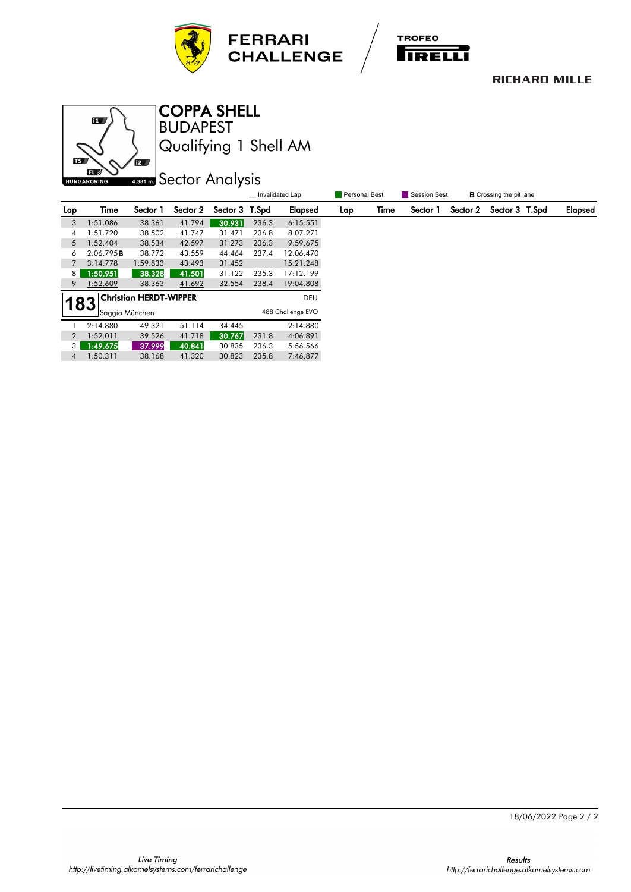# COPPA SHELL

## BUDAPEST

## Qualifying 1 Shell AM

## Sector Analysis

HUNGARORING 4.381 m.

_ Invalidated Lap | Personal Best | Session Best | **B** Crossing the pit lane

| Lap | Time | Sector 1 | Sector 2 | Sector 3 | T.Spd | Elapsed |
|---|---|---|---|---|---|---|
| 3 | 1:51.086 | 38.361 | 41.794 | 30.931 | 236.3 | 6:15.551 |
| 4 | 1:51.720 | 38.502 | 41.747 | 31.471 | 236.8 | 8:07.271 |
| 5 | 1:52.404 | 38.534 | 42.597 | 31.273 | 236.3 | 9:59.675 |
| 6 | 2:06.795**B** | 38.772 | 43.559 | 44.464 | 237.4 | 12:06.470 |
| 7 | 3:14.778 | 1:59.833 | 43.493 | 31.452 | | 15:21.248 |
| 8 | 1:50.951 | 38.328 | 41.501 | 31.122 | 235.3 | 17:12.199 |
| 9 | 1:52.609 | 38.363 | 41.692 | 32.554 | 238.4 | 19:04.808 |

**183** **Christian HERDT-WIPPER** DEU
Saggio München — 488 Challenge EVO

| Lap | Time | Sector 1 | Sector 2 | Sector 3 | T.Spd | Elapsed |
|---|---|---|---|---|---|---|
| 1 | 2:14.880 | 49.321 | 51.114 | 34.445 | | 2:14.880 |
| 2 | 1:52.011 | 39.526 | 41.718 | 30.767 | 231.8 | 4:06.891 |
| 3 | 1:49.675 | 37.999 | 40.841 | 30.835 | 236.3 | 5:56.566 |
| 4 | 1:50.311 | 38.168 | 41.320 | 30.823 | 235.8 | 7:46.877 |

18/06/2022

Live Timing
http://livetiming.alkamelsystems.com/ferrarichallenge

Results
http://ferrarichallenge.alkamelsystems.com